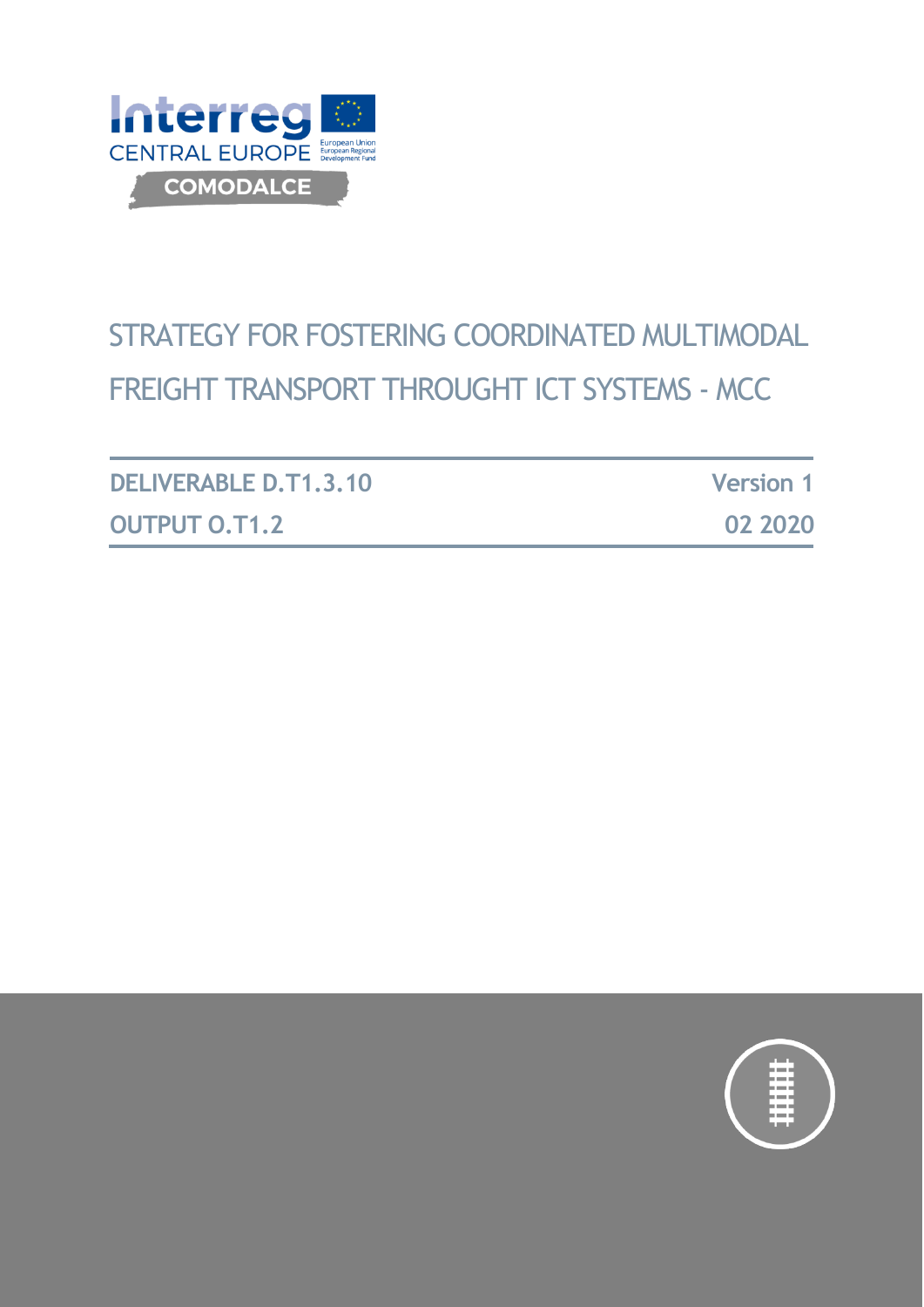Interreg CENTRAL EUROPE

COMODALCE

# STRATEGY FOR FOSTERING COORDINATED MULTIMODAL FREIGHT TRANSPORT THROUGHT ICT SYSTEMS - MCC

**DELIVERABLE D.T1.3.10** — **Version 1**

**OUTPUT O.T1.2** — **02 2020**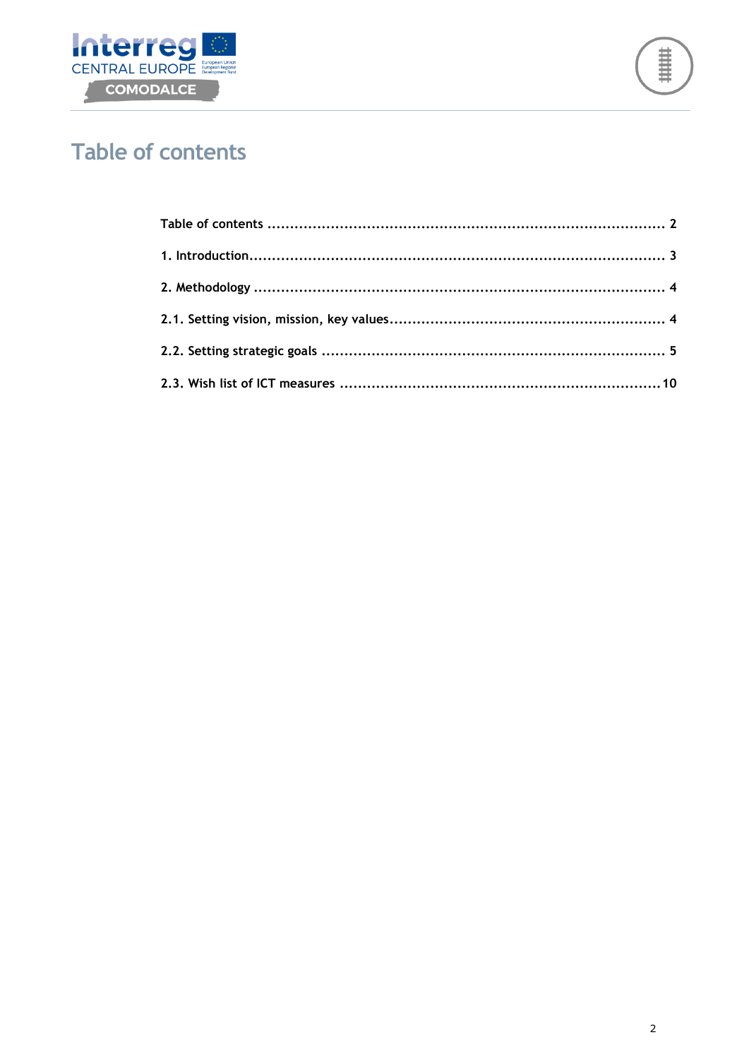# Table of contents

Table of contents ........................................................................................ 2

1. Introduction........................................................................................... 3

2. Methodology ......................................................................................... 4

2.1. Setting vision, mission, key values............................................................ 4

2.2. Setting strategic goals ........................................................................... 5

2.3. Wish list of ICT measures .......................................................................10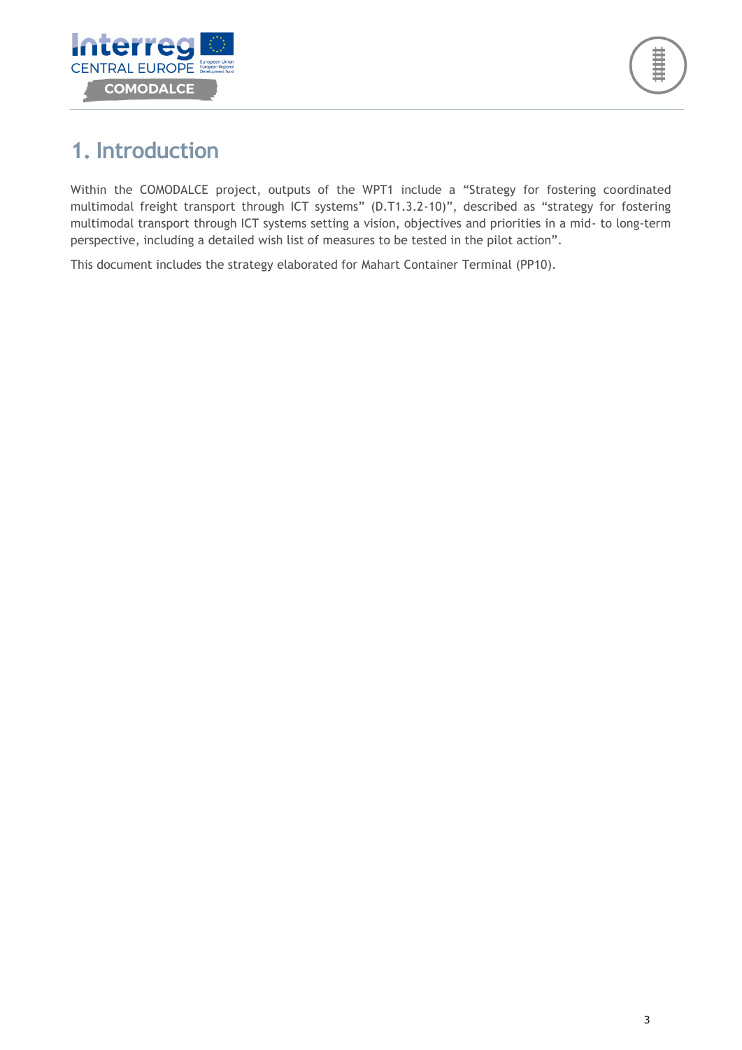# 1. Introduction

Within the COMODALCE project, outputs of the WPT1 include a “Strategy for fostering coordinated multimodal freight transport through ICT systems” (D.T1.3.2-10)”, described as “strategy for fostering multimodal transport through ICT systems setting a vision, objectives and priorities in a mid- to long-term perspective, including a detailed wish list of measures to be tested in the pilot action”.

This document includes the strategy elaborated for Mahart Container Terminal (PP10).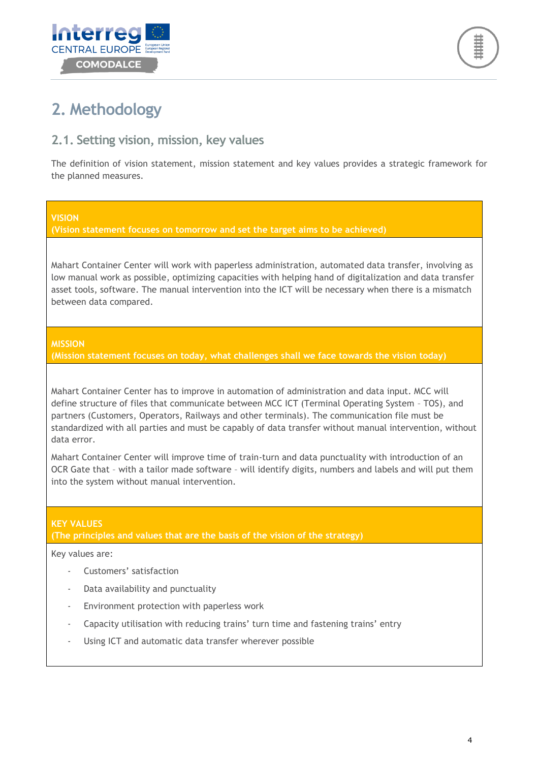# 2. Methodology

## 2.1. Setting vision, mission, key values

The definition of vision statement, mission statement and key values provides a strategic framework for the planned measures.

**VISION**
**(Vision statement focuses on tomorrow and set the target aims to be achieved)**

Mahart Container Center will work with paperless administration, automated data transfer, involving as low manual work as possible, optimizing capacities with helping hand of digitalization and data transfer asset tools, software. The manual intervention into the ICT will be necessary when there is a mismatch between data compared.

**MISSION**
**(Mission statement focuses on today, what challenges shall we face towards the vision today)**

Mahart Container Center has to improve in automation of administration and data input. MCC will define structure of files that communicate between MCC ICT (Terminal Operating System – TOS), and partners (Customers, Operators, Railways and other terminals). The communication file must be standardized with all parties and must be capably of data transfer without manual intervention, without data error.

Mahart Container Center will improve time of train-turn and data punctuality with introduction of an OCR Gate that – with a tailor made software – will identify digits, numbers and labels and will put them into the system without manual intervention.

**KEY VALUES**
**(The principles and values that are the basis of the vision of the strategy)**

Key values are:

- Customers' satisfaction
- Data availability and punctuality
- Environment protection with paperless work
- Capacity utilisation with reducing trains' turn time and fastening trains' entry
- Using ICT and automatic data transfer wherever possible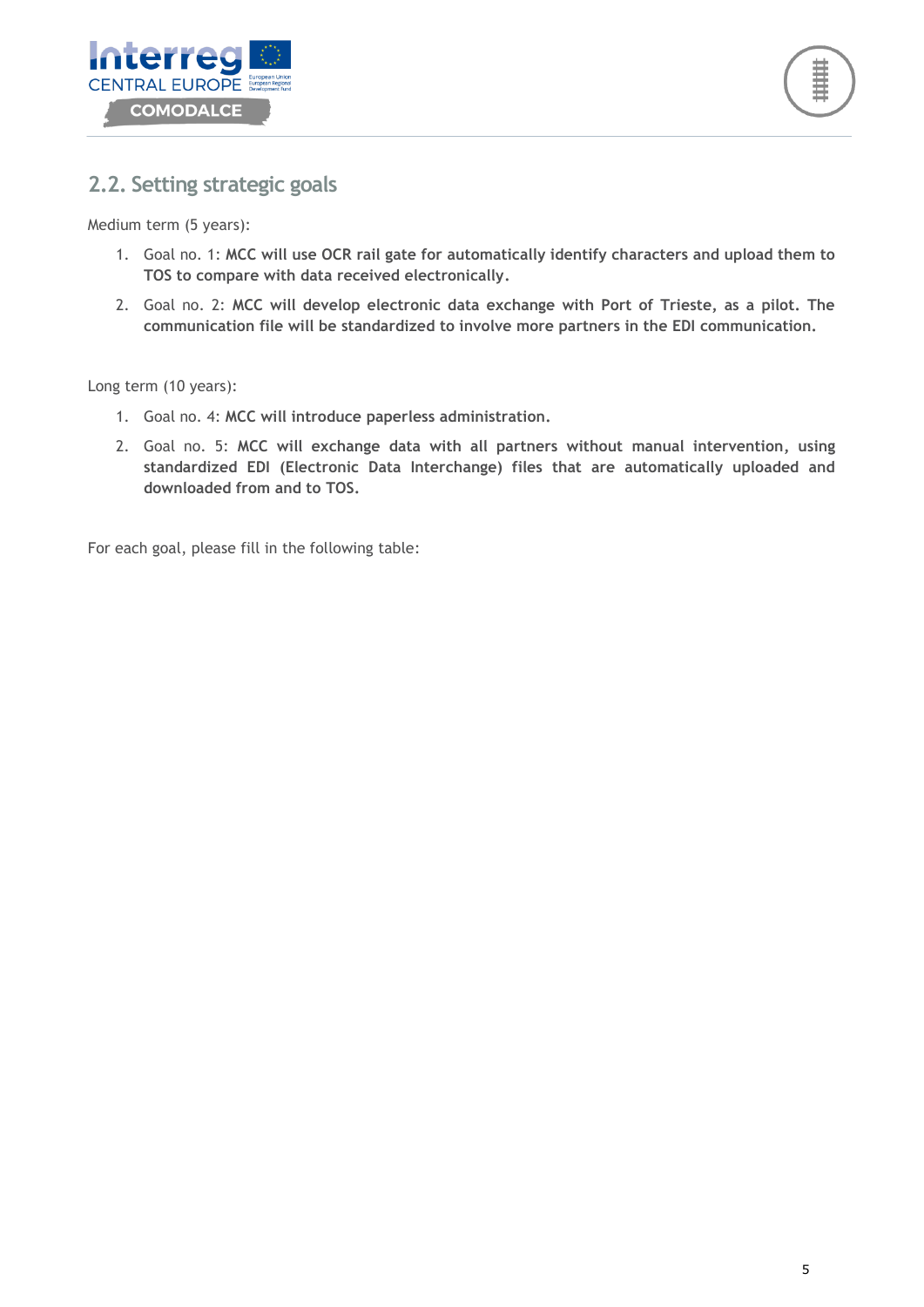## 2.2. Setting strategic goals

Medium term (5 years):

1. Goal no. 1: **MCC will use OCR rail gate for automatically identify characters and upload them to TOS to compare with data received electronically.**
2. Goal no. 2: **MCC will develop electronic data exchange with Port of Trieste, as a pilot. The communication file will be standardized to involve more partners in the EDI communication.**

Long term (10 years):

1. Goal no. 4: **MCC will introduce paperless administration.**
2. Goal no. 5: **MCC will exchange data with all partners without manual intervention, using standardized EDI (Electronic Data Interchange) files that are automatically uploaded and downloaded from and to TOS.**

For each goal, please fill in the following table: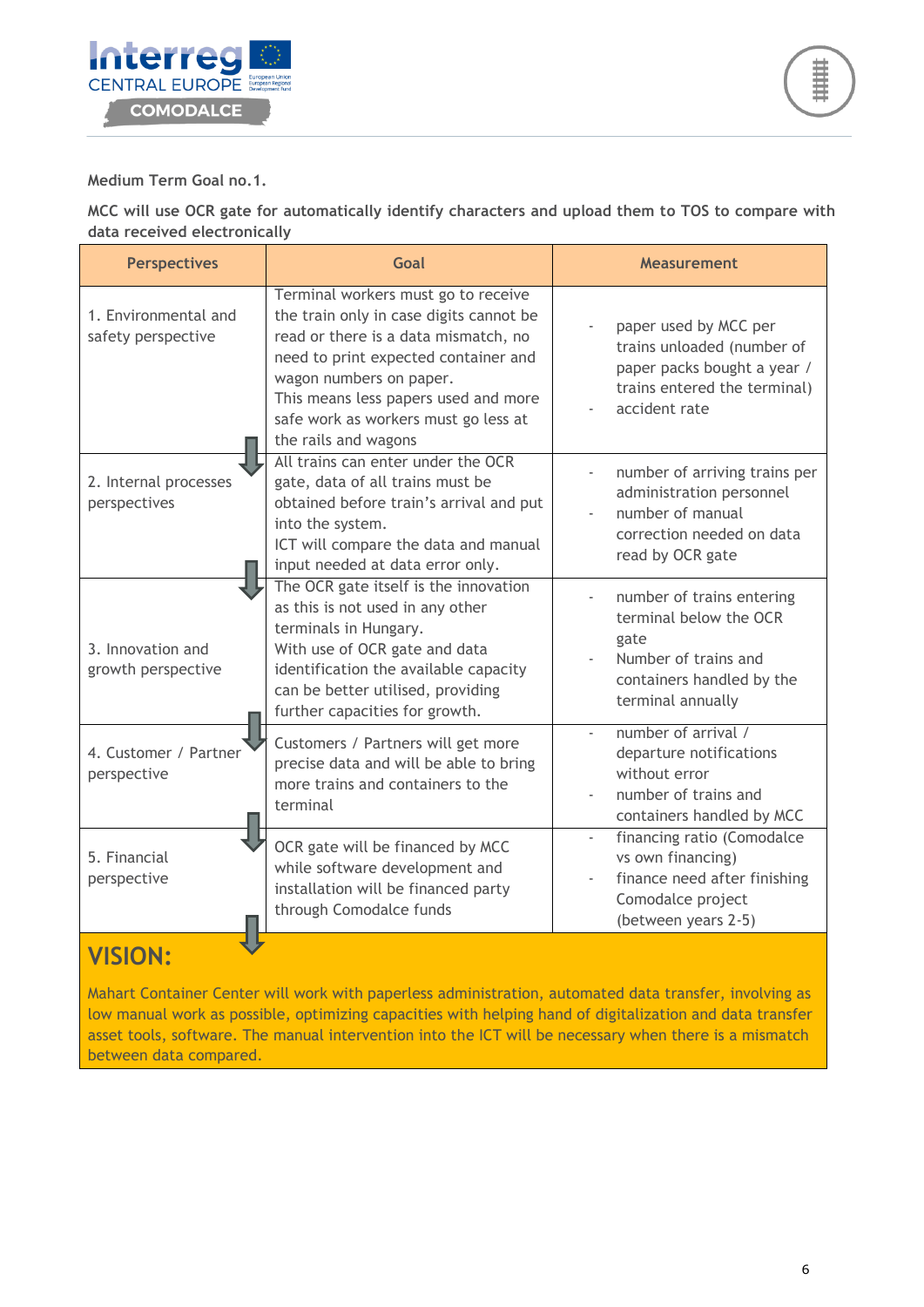**Medium Term Goal no.1.**

**MCC will use OCR gate for automatically identify characters and upload them to TOS to compare with data received electronically**

| Perspectives | Goal | Measurement |
|---|---|---|
| 1. Environmental and safety perspective | Terminal workers must go to receive the train only in case digits cannot be read or there is a data mismatch, no need to print expected container and wagon numbers on paper. This means less papers used and more safe work as workers must go less at the rails and wagons | - paper used by MCC per trains unloaded (number of paper packs bought a year / trains entered the terminal)<br>- accident rate |
| 2. Internal processes perspectives | All trains can enter under the OCR gate, data of all trains must be obtained before train's arrival and put into the system. ICT will compare the data and manual input needed at data error only. | - number of arriving trains per administration personnel<br>- number of manual correction needed on data read by OCR gate |
| 3. Innovation and growth perspective | The OCR gate itself is the innovation as this is not used in any other terminals in Hungary. With use of OCR gate and data identification the available capacity can be better utilised, providing further capacities for growth. | - number of trains entering terminal below the OCR gate<br>- Number of trains and containers handled by the terminal annually |
| 4. Customer / Partner perspective | Customers / Partners will get more precise data and will be able to bring more trains and containers to the terminal | - number of arrival / departure notifications without error<br>- number of trains and containers handled by MCC |
| 5. Financial perspective | OCR gate will be financed by MCC while software development and installation will be financed party through Comodalce funds | - financing ratio (Comodalce vs own financing)<br>- finance need after finishing Comodalce project (between years 2-5) |

## VISION:

Mahart Container Center will work with paperless administration, automated data transfer, involving as low manual work as possible, optimizing capacities with helping hand of digitalization and data transfer asset tools, software. The manual intervention into the ICT will be necessary when there is a mismatch between data compared.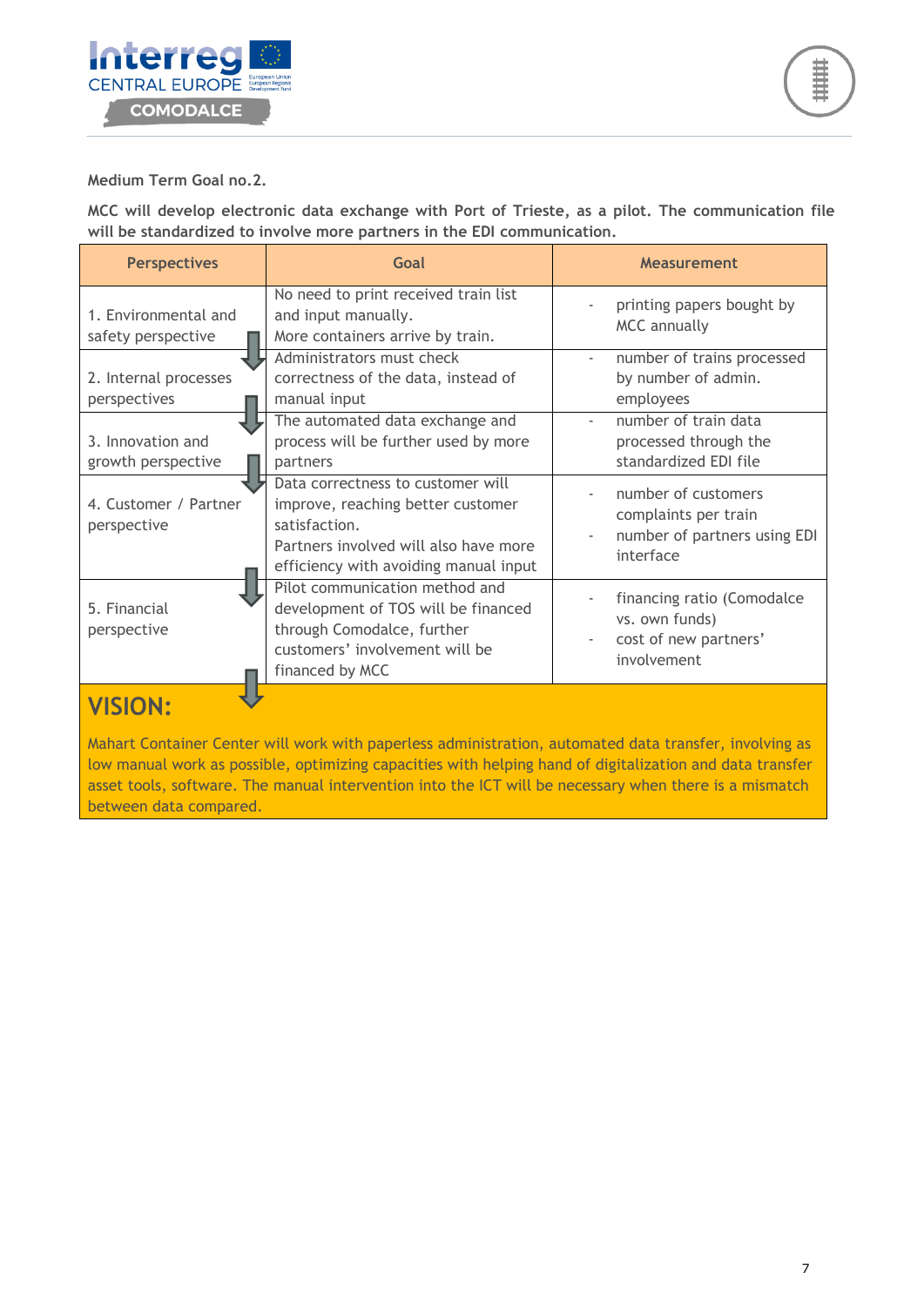**Medium Term Goal no.2.**

**MCC will develop electronic data exchange with Port of Trieste, as a pilot. The communication file will be standardized to involve more partners in the EDI communication.**

| Perspectives | Goal | Measurement |
|---|---|---|
| 1. Environmental and safety perspective | No need to print received train list and input manually. More containers arrive by train. | - printing papers bought by MCC annually |
| 2. Internal processes perspectives | Administrators must check correctness of the data, instead of manual input | - number of trains processed by number of admin. employees |
| 3. Innovation and growth perspective | The automated data exchange and process will be further used by more partners | - number of train data processed through the standardized EDI file |
| 4. Customer / Partner perspective | Data correctness to customer will improve, reaching better customer satisfaction. Partners involved will also have more efficiency with avoiding manual input | - number of customers complaints per train<br>- number of partners using EDI interface |
| 5. Financial perspective | Pilot communication method and development of TOS will be financed through Comodalce, further customers' involvement will be financed by MCC | - financing ratio (Comodalce vs. own funds)<br>- cost of new partners' involvement |

## VISION:

Mahart Container Center will work with paperless administration, automated data transfer, involving as low manual work as possible, optimizing capacities with helping hand of digitalization and data transfer asset tools, software. The manual intervention into the ICT will be necessary when there is a mismatch between data compared.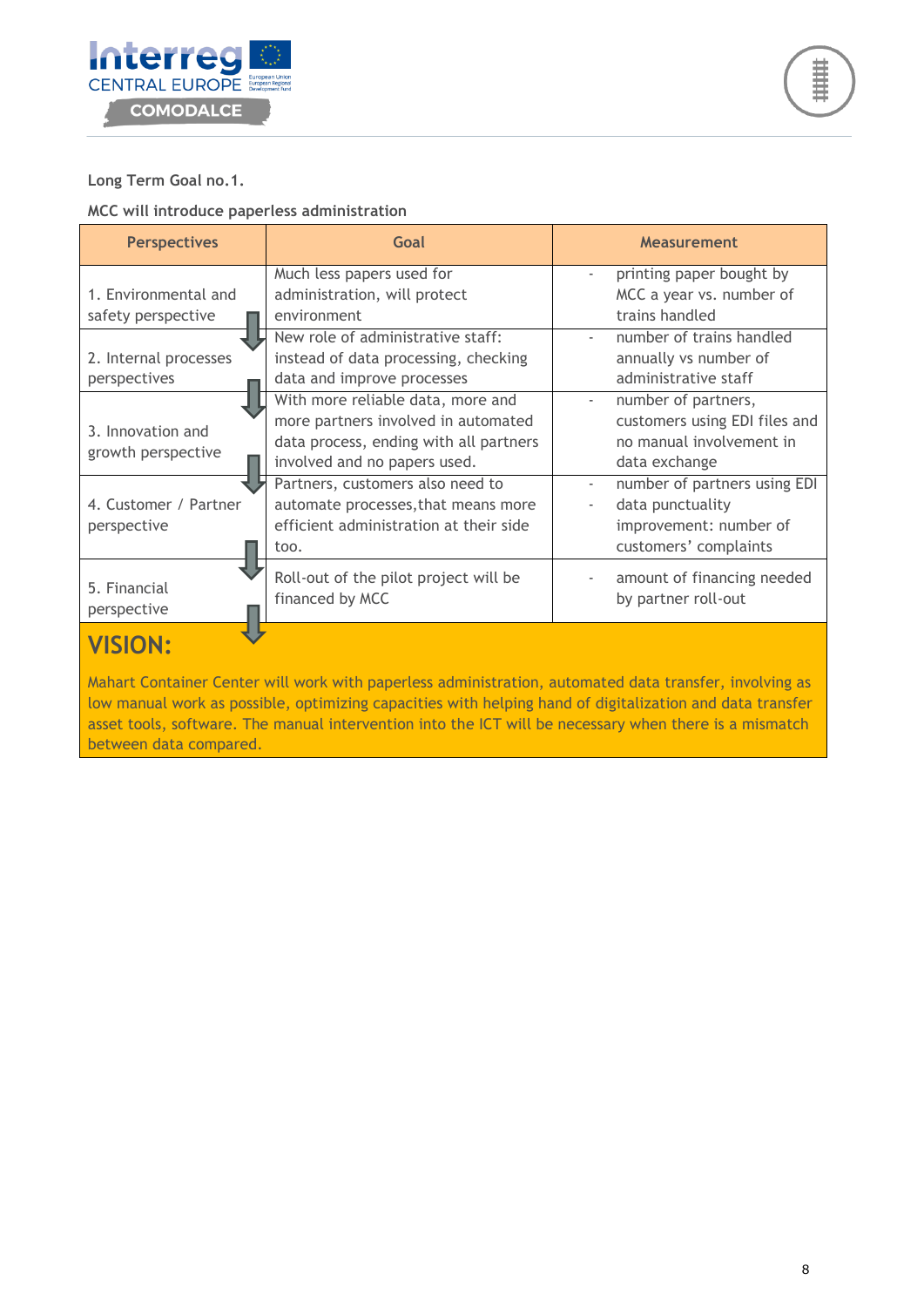**Long Term Goal no.1.**

**MCC will introduce paperless administration**

| Perspectives | Goal | Measurement |
|---|---|---|
| 1. Environmental and safety perspective | Much less papers used for administration, will protect environment | - printing paper bought by MCC a year vs. number of trains handled |
| 2. Internal processes perspectives | New role of administrative staff: instead of data processing, checking data and improve processes | - number of trains handled annually vs number of administrative staff |
| 3. Innovation and growth perspective | With more reliable data, more and more partners involved in automated data process, ending with all partners involved and no papers used. | - number of partners, customers using EDI files and no manual involvement in data exchange |
| 4. Customer / Partner perspective | Partners, customers also need to automate processes,that means more efficient administration at their side too. | - number of partners using EDI<br>- data punctuality improvement: number of customers' complaints |
| 5. Financial perspective | Roll-out of the pilot project will be financed by MCC | - amount of financing needed by partner roll-out |

## VISION:

Mahart Container Center will work with paperless administration, automated data transfer, involving as low manual work as possible, optimizing capacities with helping hand of digitalization and data transfer asset tools, software. The manual intervention into the ICT will be necessary when there is a mismatch between data compared.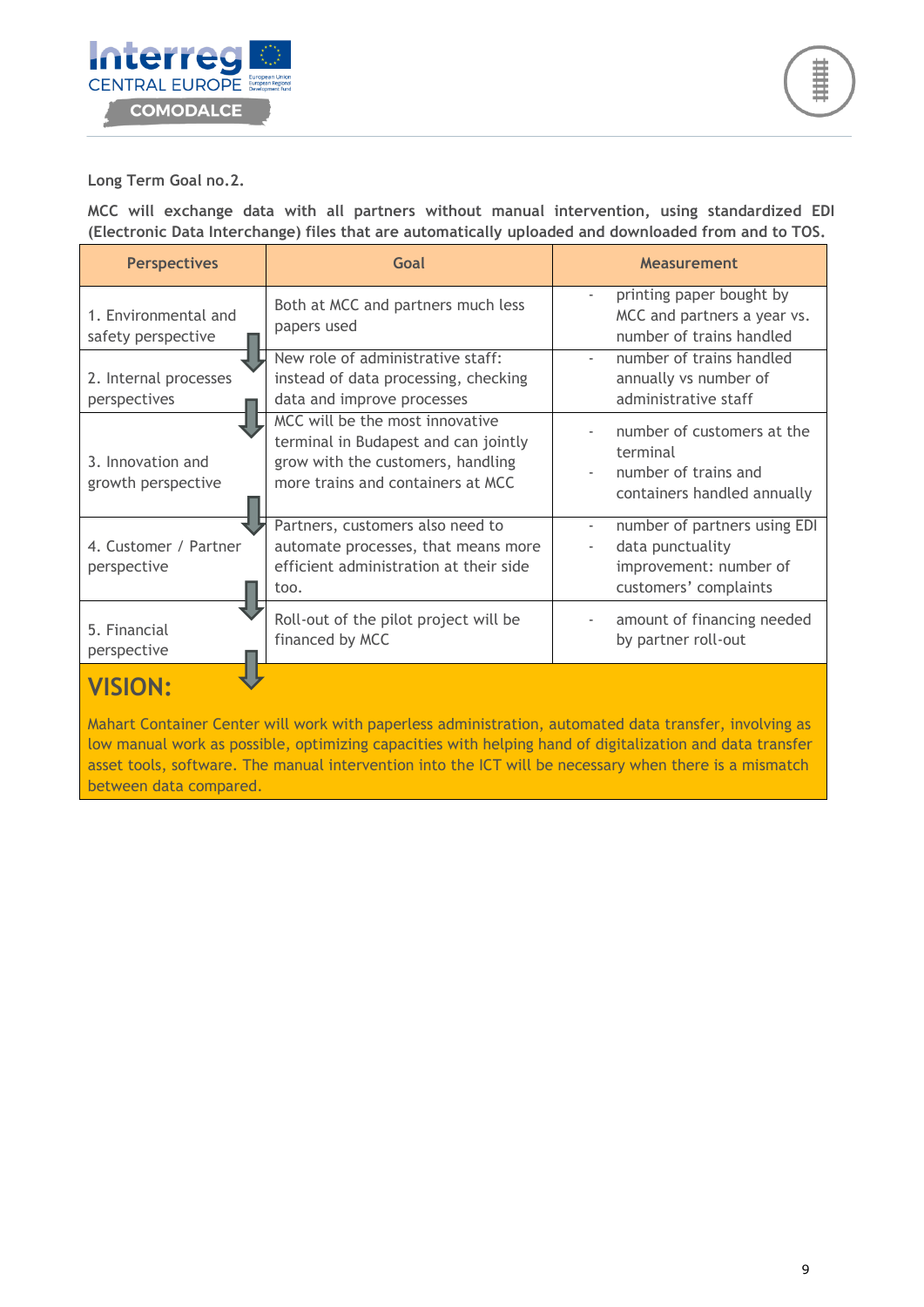**Long Term Goal no.2.**

**MCC will exchange data with all partners without manual intervention, using standardized EDI (Electronic Data Interchange) files that are automatically uploaded and downloaded from and to TOS.**

| Perspectives | Goal | Measurement |
|---|---|---|
| 1. Environmental and safety perspective | Both at MCC and partners much less papers used | - printing paper bought by MCC and partners a year vs. number of trains handled |
| 2. Internal processes perspectives | New role of administrative staff: instead of data processing, checking data and improve processes | - number of trains handled annually vs number of administrative staff |
| 3. Innovation and growth perspective | MCC will be the most innovative terminal in Budapest and can jointly grow with the customers, handling more trains and containers at MCC | - number of customers at the terminal<br>- number of trains and containers handled annually |
| 4. Customer / Partner perspective | Partners, customers also need to automate processes, that means more efficient administration at their side too. | - number of partners using EDI<br>- data punctuality improvement: number of customers' complaints |
| 5. Financial perspective | Roll-out of the pilot project will be financed by MCC | - amount of financing needed by partner roll-out |

**VISION:**

Mahart Container Center will work with paperless administration, automated data transfer, involving as low manual work as possible, optimizing capacities with helping hand of digitalization and data transfer asset tools, software. The manual intervention into the ICT will be necessary when there is a mismatch between data compared.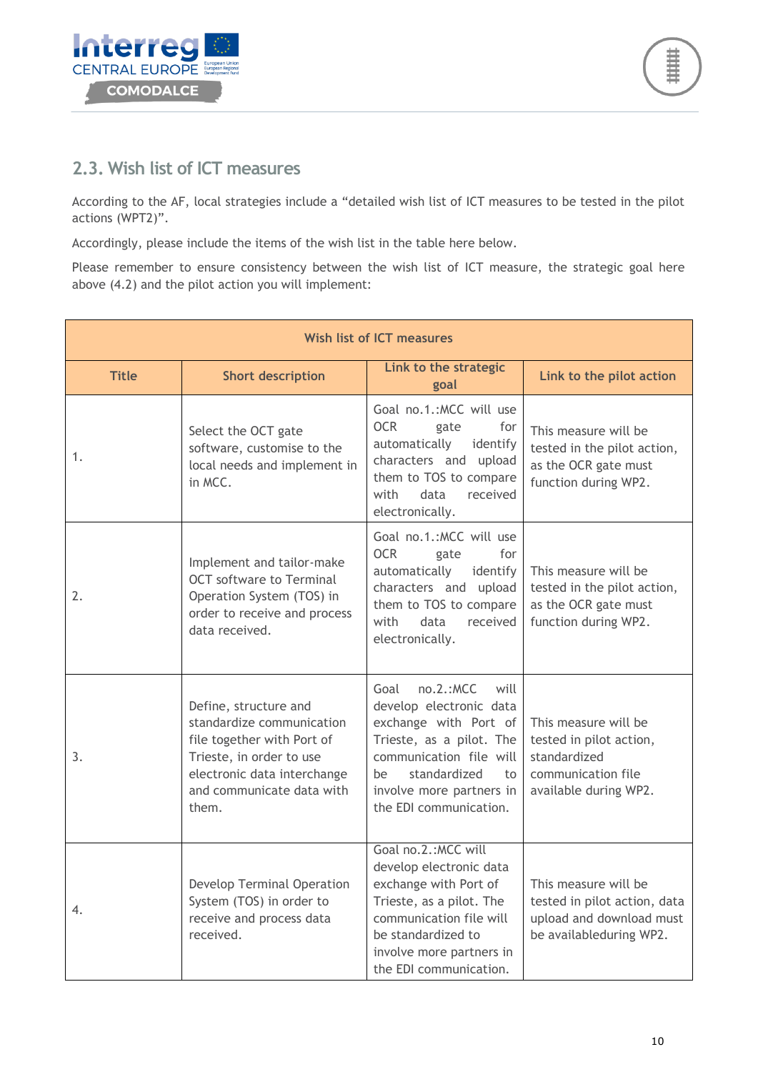## 2.3. Wish list of ICT measures

According to the AF, local strategies include a “detailed wish list of ICT measures to be tested in the pilot actions (WPT2)”.

Accordingly, please include the items of the wish list in the table here below.

Please remember to ensure consistency between the wish list of ICT measure, the strategic goal here above (4.2) and the pilot action you will implement:

| Wish list of ICT measures | | | |
|---|---|---|---|
| **Title** | **Short description** | **Link to the strategic goal** | **Link to the pilot action** |
| 1. | Select the OCT gate software, customise to the local needs and implement in in MCC. | Goal no.1.:MCC will use OCR gate for automatically identify characters and upload them to TOS to compare with data received electronically. | This measure will be tested in the pilot action, as the OCR gate must function during WP2. |
| 2. | Implement and tailor-make OCT software to Terminal Operation System (TOS) in order to receive and process data received. | Goal no.1.:MCC will use OCR gate for automatically identify characters and upload them to TOS to compare with data received electronically. | This measure will be tested in the pilot action, as the OCR gate must function during WP2. |
| 3. | Define, structure and standardize communication file together with Port of Trieste, in order to use electronic data interchange and communicate data with them. | Goal no.2.:MCC will develop electronic data exchange with Port of Trieste, as a pilot. The communication file will be standardized to involve more partners in the EDI communication. | This measure will be tested in pilot action, standardized communication file available during WP2. |
| 4. | Develop Terminal Operation System (TOS) in order to receive and process data received. | Goal no.2.:MCC will develop electronic data exchange with Port of Trieste, as a pilot. The communication file will be standardized to involve more partners in the EDI communication. | This measure will be tested in pilot action, data upload and download must be availabledurng WP2. |